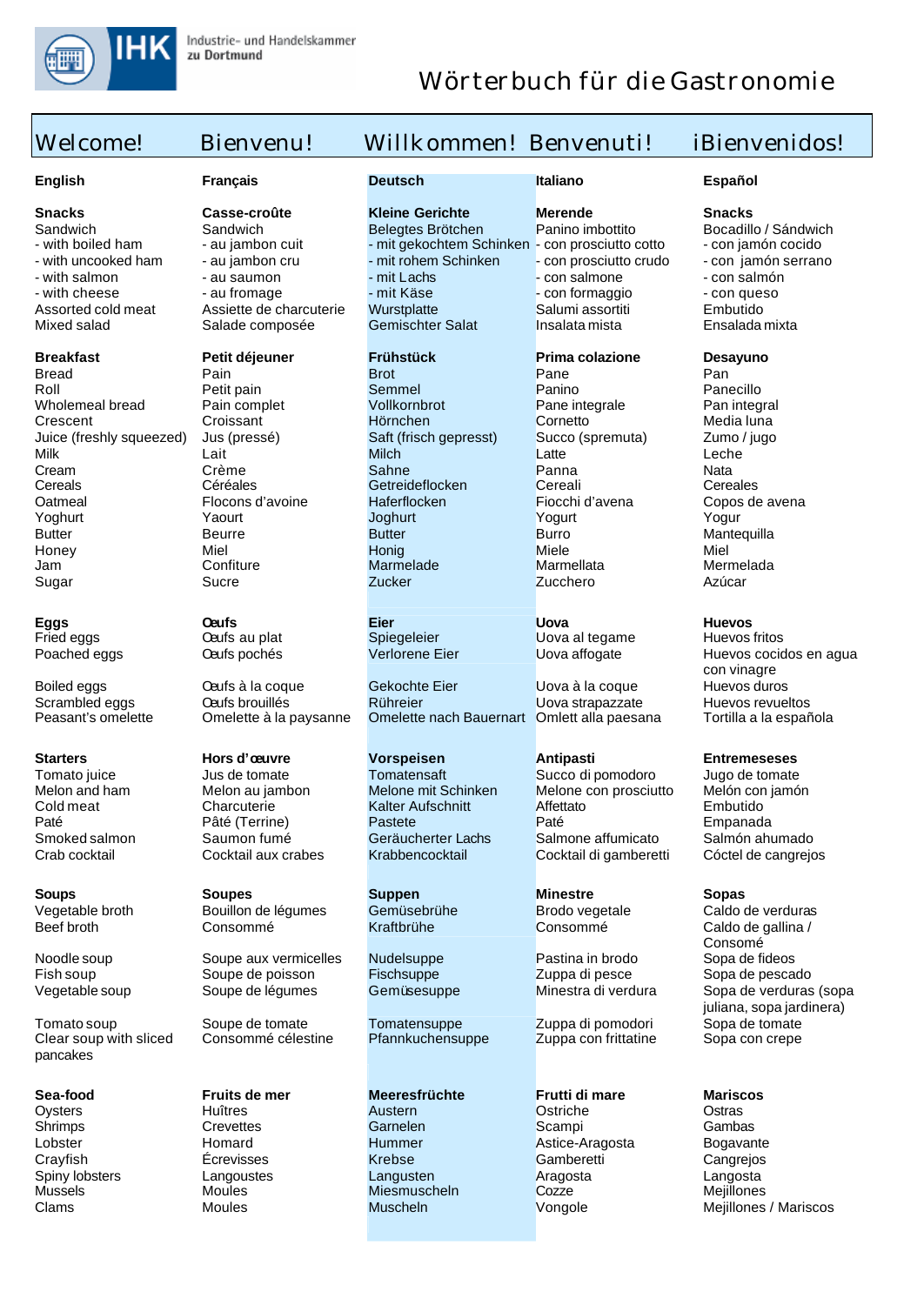IHK Industrie- und Handelskammer zu Dortmund

# Wörterbuch für die Gastronomie

## Welcome! Bienvenu! Willkommen! Benvenuti! ¡Bienvenidos!

| English | Français | Deutsch | Italiano | Español |
|---|---|---|---|---|
| **Snacks** | **Casse-croûte** | **Kleine Gerichte** | **Merende** | **Snacks** |
| Sandwich | Sandwich | Belegtes Brötchen | Panino imbottito | Bocadillo / Sándwich |
| - with boiled ham | - au jambon cuit | - mit gekochtem Schinken | - con prosciutto cotto | - con jamón cocido |
| - with uncooked ham | - au jambon cru | - mit rohem Schinken | - con prosciutto crudo | - con jamón serrano |
| - with salmon | - au saumon | - mit Lachs | - con salmone | - con salmón |
| - with cheese | - au fromage | - mit Käse | - con formaggio | - con queso |
| Assorted cold meat | Assiette de charcuterie | Wurstplatte | Salumi assortiti | Embutido |
| Mixed salad | Salade composée | Gemischter Salat | Insalata mista | Ensalada mixta |
| **Breakfast** | **Petit déjeuner** | **Frühstück** | **Prima colazione** | **Desayuno** |
| Bread | Pain | Brot | Pane | Pan |
| Roll | Petit pain | Semmel | Panino | Panecillo |
| Wholemeal bread | Pain complet | Vollkornbrot | Pane integrale | Pan integral |
| Crescent | Croissant | Hörnchen | Cornetto | Media luna |
| Juice (freshly squeezed) | Jus (pressé) | Saft (frisch gepresst) | Succo (spremuta) | Zumo / jugo |
| Milk | Lait | Milch | Latte | Leche |
| Cream | Crème | Sahne | Panna | Nata |
| Cereals | Céréales | Getreideflocken | Cereali | Cereales |
| Oatmeal | Flocons d'avoine | Haferflocken | Fiocchi d'avena | Copos de avena |
| Yoghurt | Yaourt | Joghurt | Yogurt | Yogur |
| Butter | Beurre | Butter | Burro | Mantequilla |
| Honey | Miel | Honig | Miele | Miel |
| Jam | Confiture | Marmelade | Marmellata | Mermelada |
| Sugar | Sucre | Zucker | Zucchero | Azúcar |
| **Eggs** | **Œufs** | **Eier** | **Uova** | **Huevos** |
| Fried eggs | Œufs au plat | Spiegeleier | Uova al tegame | Huevos fritos |
| Poached eggs | Œufs pochés | Verlorene Eier | Uova affogate | Huevos cocidos en agua con vinagre |
| Boiled eggs | Œufs à la coque | Gekochte Eier | Uova à la coque | Huevos duros |
| Scrambled eggs | Œufs brouillés | Rühreier | Uova strapazzate | Huevos revueltos |
| Peasant's omelette | Omelette à la paysanne | Omelette nach Bauernart | Omlett alla paesana | Tortilla a la española |
| **Starters** | **Hors d'œuvre** | **Vorspeisen** | **Antipasti** | **Entremeseses** |
| Tomato juice | Jus de tomate | Tomatensaft | Succo di pomodoro | Jugo de tomate |
| Melon and ham | Melon au jambon | Melone mit Schinken | Melone con prosciutto | Melón con jamón |
| Cold meat | Charcuterie | Kalter Aufschnitt | Affettato | Embutido |
| Paté | Pâté (Terrine) | Pastete | Paté | Empanada |
| Smoked salmon | Saumon fumé | Geräucherter Lachs | Salmone affumicato | Salmón ahumado |
| Crab cocktail | Cocktail aux crabes | Krabbencocktail | Cocktail di gamberetti | Cóctel de cangrejos |
| **Soups** | **Soupes** | **Suppen** | **Minestre** | **Sopas** |
| Vegetable broth | Bouillon de légumes | Gemüsebrühe | Brodo vegetale | Caldo de verduras |
| Beef broth | Consommé | Kraftbrühe | Consommé | Caldo de gallina / Consomé |
| Noodle soup | Soupe aux vermicelles | Nudelsuppe | Pastina in brodo | Sopa de fideos |
| Fish soup | Soupe de poisson | Fischsuppe | Zuppa di pesce | Sopa de pescado |
| Vegetable soup | Soupe de légumes | Gemüsesuppe | Minestra di verdura | Sopa de verduras (sopa juliana, sopa jardinera) |
| Tomato soup | Soupe de tomate | Tomatensuppe | Zuppa di pomodori | Sopa de tomate |
| Clear soup with sliced pancakes | Consommé célestine | Pfannkuchensuppe | Zuppa con frittatine | Sopa con crepe |
| **Sea-food** | **Fruits de mer** | **Meeresfrüchte** | **Frutti di mare** | **Mariscos** |
| Oysters | Huîtres | Austern | Ostriche | Ostras |
| Shrimps | Crevettes | Garnelen | Scampi | Gambas |
| Lobster | Homard | Hummer | Astice-Aragosta | Bogavante |
| Crayfish | Écrevisses | Krebse | Gamberetti | Cangrejos |
| Spiny lobsters | Langoustes | Langusten | Aragosta | Langosta |
| Mussels | Moules | Miesmuscheln | Cozze | Mejillones |
| Clams | Moules | Muscheln | Vongole | Mejillones / Mariscos |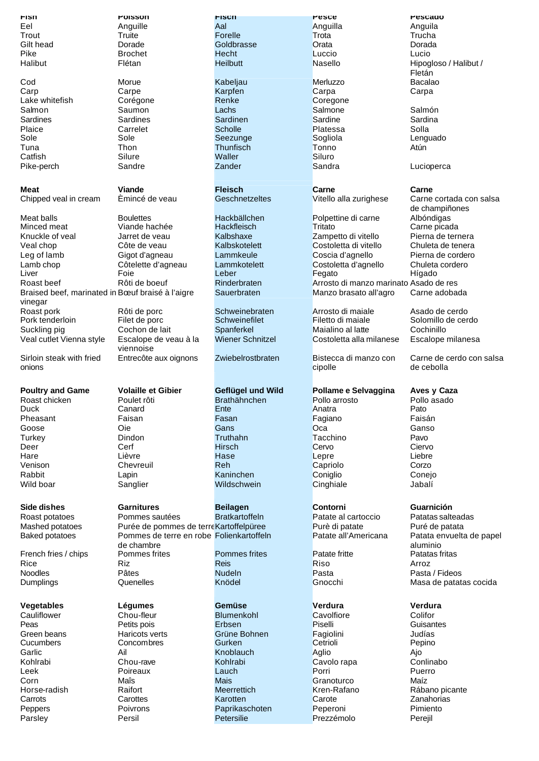| Fish | Poisson | Fisch | Pesce | Pescado |
|---|---|---|---|---|
| Eel | Anguille | Aal | Anguilla | Anguila |
| Trout | Truite | Forelle | Trota | Trucha |
| Gilt head | Dorade | Goldbrasse | Orata | Dorada |
| Pike | Brochet | Hecht | Luccio | Lucio |
| Halibut | Flétan | Heilbutt | Nasello | Hipogloso / Halibut / Fletán |
| Cod | Morue | Kabeljau | Merluzzo | Bacalao |
| Carp | Carpe | Karpfen | Carpa | Carpa |
| Lake whitefish | Corégone | Renke | Coregone | |
| Salmon | Saumon | Lachs | Salmone | Salmón |
| Sardines | Sardines | Sardinen | Sardine | Sardina |
| Plaice | Carrelet | Scholle | Platessa | Solla |
| Sole | Sole | Seezunge | Sogliola | Lenguado |
| Tuna | Thon | Thunfisch | Tonno | Atún |
| Catfish | Silure | Waller | Siluro | |
| Pike-perch | Sandre | Zander | Sandra | Lucioperca |
| | | | | |
| **Meat** | **Viande** | **Fleisch** | **Carne** | **Carne** |
| Chipped veal in cream | Èmincé de veau | Geschnetzeltes | Vitello alla zurighese | Carne cortada con salsa de champiñones |
| Meat balls | Boulettes | Hackbällchen | Polpettine di carne | Albóndigas |
| Minced meat | Viande hachée | Hackfleisch | Tritato | Carne picada |
| Knuckle of veal | Jarret de veau | Kalbshaxe | Zampetto di vitello | Pierna de ternera |
| Veal chop | Côte de veau | Kalbskotelett | Costoletta di vitello | Chuleta de tenera |
| Leg of lamb | Gigot d'agneau | Lammkeule | Coscia d'agnello | Pierna de cordero |
| Lamb chop | Côtelette d'agneau | Lammkotelett | Costoletta d'agnello | Chuleta cordero |
| Liver | Foie | Leber | Fegato | Hígado |
| Roast beef | Rôti de boeuf | Rinderbraten | Arrosto di manzo marinato | Asado de res |
| Braised beef, marinated in vinegar | Bœuf braisé à l'aigre | Sauerbraten | Manzo brasato all'agro | Carne adobada |
| Roast pork | Rôti de porc | Schweinebraten | Arrosto di maiale | Asado de cerdo |
| Pork tenderloin | Filet de porc | Schweinefilet | Filetto di maiale | Solomillo de cerdo |
| Suckling pig | Cochon de lait | Spanferkel | Maialino al latte | Cochinillo |
| Veal cutlet Vienna style | Escalope de veau à la viennoise | Wiener Schnitzel | Costoletta alla milanese | Escalope milanesa |
| Sirloin steak with fried onions | Entrecôte aux oignons | Zwiebelrostbraten | Bistecca di manzo con cipolle | Carne de cerdo con salsa de cebolla |
| | | | | |
| **Poultry and Game** | **Volaille et Gibier** | **Geflügel und Wild** | **Pollame e Selvaggina** | **Aves y Caza** |
| Roast chicken | Poulet rôti | Brathähnchen | Pollo arrosto | Pollo asado |
| Duck | Canard | Ente | Anatra | Pato |
| Pheasant | Faisan | Fasan | Fagiano | Faisán |
| Goose | Oie | Gans | Oca | Ganso |
| Turkey | Dindon | Truthahn | Tacchino | Pavo |
| Deer | Cerf | Hirsch | Cervo | Ciervo |
| Hare | Lièvre | Hase | Lepre | Liebre |
| Venison | Chevreuil | Reh | Capriolo | Corzo |
| Rabbit | Lapin | Kaninchen | Coniglio | Conejo |
| Wild boar | Sanglier | Wildschwein | Cinghiale | Jabalí |
| | | | | |
| **Side dishes** | **Garnitures** | **Beilagen** | **Contorni** | **Guarnición** |
| Roast potatoes | Pommes sautées | Bratkartoffeln | Patate al cartoccio | Patatas salteadas |
| Mashed potatoes | Purée de pommes de terre | Kartoffelpüree | Purè di patate | Puré de patata |
| Baked potatoes | Pommes de terre en robe de chambre | Folienkartoffeln | Patate all'Americana | Patata envuelta de papel aluminio |
| French fries / chips | Pommes frites | Pommes frites | Patate fritte | Patatas fritas |
| Rice | Riz | Reis | Riso | Arroz |
| Noodles | Pâtes | Nudeln | Pasta | Pasta / Fideos |
| Dumplings | Quenelles | Knödel | Gnocchi | Masa de patatas cocida |
| | | | | |
| **Vegetables** | **Légumes** | **Gemüse** | **Verdura** | **Verdura** |
| Cauliflower | Chou-fleur | Blumenkohl | Cavolfiore | Colifor |
| Peas | Petits pois | Erbsen | Piselli | Guisantes |
| Green beans | Haricots verts | Grüne Bohnen | Fagiolini | Judías |
| Cucumbers | Concombres | Gurken | Cetrioli | Pepino |
| Garlic | Ail | Knoblauch | Aglio | Ajo |
| Kohlrabi | Chou-rave | Kohlrabi | Cavolo rapa | Conlinabo |
| Leek | Poireaux | Lauch | Porri | Puerro |
| Corn | Maîs | Mais | Granoturco | Maíz |
| Horse-radish | Raifort | Meerrettich | Kren-Rafano | Rábano picante |
| Carrots | Carottes | Karotten | Carote | Zanahorias |
| Peppers | Poivrons | Paprikaschoten | Peperoni | Pimiento |
| Parsley | Persil | Petersilie | Prezzémolo | Perejil |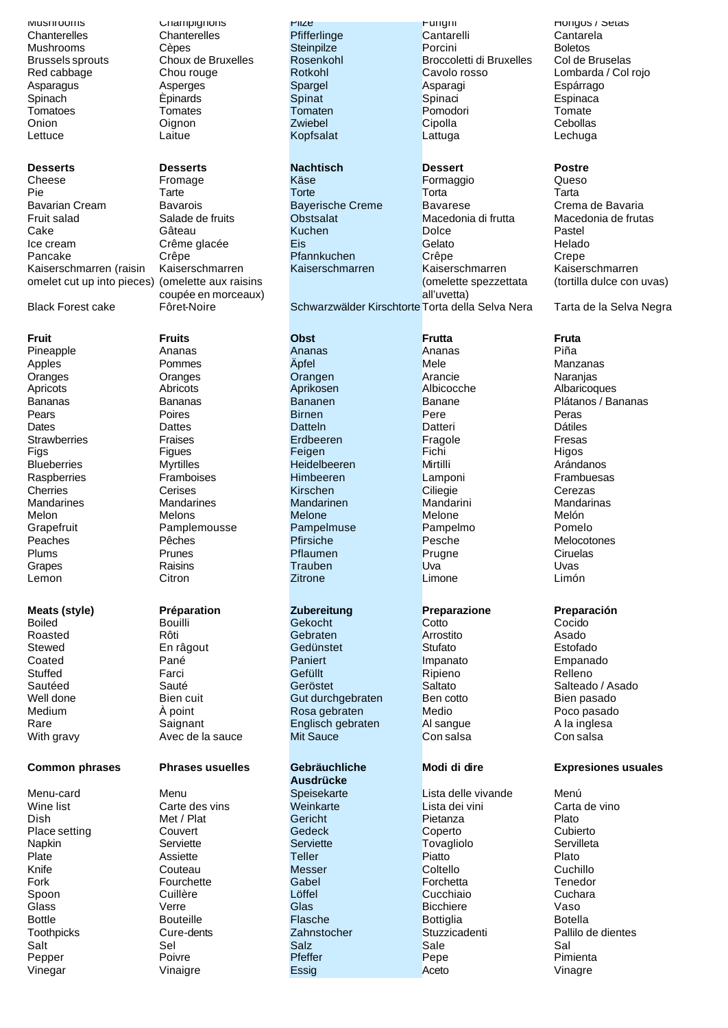| | | | | |
|---|---|---|---|---|
| Mushrooms | Champignons | Pilze | Funghi | Hongos / Setas |
| Chanterelles | Chanterelles | Pfifferlinge | Cantarelli | Cantarela |
| Mushrooms | Cèpes | Steinpilze | Porcini | Boletos |
| Brussels sprouts | Choux de Bruxelles | Rosenkohl | Broccoletti di Bruxelles | Col de Bruselas |
| Red cabbage | Chou rouge | Rotkohl | Cavolo rosso | Lombarda / Col rojo |
| Asparagus | Asperges | Spargel | Asparagi | Espárrago |
| Spinach | Èpinards | Spinat | Spinaci | Espinaca |
| Tomatoes | Tomates | Tomaten | Pomodori | Tomate |
| Onion | Oignon | Zwiebel | Cipolla | Cebollas |
| Lettuce | Laitue | Kopfsalat | Lattuga | Lechuga |
| | | | | |
| **Desserts** | **Desserts** | **Nachtisch** | **Dessert** | **Postre** |
| Cheese | Fromage | Käse | Formaggio | Queso |
| Pie | Tarte | Torte | Torta | Tarta |
| Bavarian Cream | Bavarois | Bayerische Creme | Bavarese | Crema de Bavaria |
| Fruit salad | Salade de fruits | Obstsalat | Macedonia di frutta | Macedonia de frutas |
| Cake | Gâteau | Kuchen | Dolce | Pastel |
| Ice cream | Crême glacée | Eis | Gelato | Helado |
| Pancake | Crêpe | Pfannkuchen | Crêpe | Crepe |
| Kaiserschmarren (raisin omelet cut up into pieces) | Kaiserschmarren (omelette aux raisins coupée en morceaux) | Kaiserschmarren | Kaiserschmarren (omelette spezzettata all'uvetta) | Kaiserschmarren (tortilla dulce con uvas) |
| Black Forest cake | Fôret-Noire | Schwarzwälder Kirschtorte | Torta della Selva Nera | Tarta de la Selva Negra |
| | | | | |
| **Fruit** | **Fruits** | **Obst** | **Frutta** | **Fruta** |
| Pineapple | Ananas | Ananas | Ananas | Piña |
| Apples | Pommes | Äpfel | Mele | Manzanas |
| Oranges | Oranges | Orangen | Arancie | Naranjas |
| Apricots | Abricots | Aprikosen | Albicocche | Albaricoques |
| Bananas | Bananas | Bananen | Banane | Plátanos / Bananas |
| Pears | Poires | Birnen | Pere | Peras |
| Dates | Dattes | Datteln | Datteri | Dátiles |
| Strawberries | Fraises | Erdbeeren | Fragole | Fresas |
| Figs | Figues | Feigen | Fichi | Higos |
| Blueberries | Myrtilles | Heidelbeeren | Mirtilli | Arándanos |
| Raspberries | Framboises | Himbeeren | Lamponi | Frambuesas |
| Cherries | Cerises | Kirschen | Ciliegie | Cerezas |
| Mandarines | Mandarines | Mandarinen | Mandarini | Mandarinas |
| Melon | Melons | Melone | Melone | Melón |
| Grapefruit | Pamplemousse | Pampelmuse | Pampelmo | Pomelo |
| Peaches | Pêches | Pfirsiche | Pesche | Melocotones |
| Plums | Prunes | Pflaumen | Prugne | Ciruelas |
| Grapes | Raisins | Trauben | Uva | Uvas |
| Lemon | Citron | Zitrone | Limone | Limón |
| | | | | |
| **Meats (style)** | **Préparation** | **Zubereitung** | **Preparazione** | **Preparación** |
| Boiled | Bouilli | Gekocht | Cotto | Cocido |
| Roasted | Rôti | Gebraten | Arrostito | Asado |
| Stewed | En râgout | Gedünstet | Stufato | Estofado |
| Coated | Pané | Paniert | Impanato | Empanado |
| Stuffed | Farci | Gefüllt | Ripieno | Relleno |
| Sautéed | Sauté | Geröstet | Saltato | Salteado / Asado |
| Well done | Bien cuit | Gut durchgebraten | Ben cotto | Bien pasado |
| Medium | À point | Rosa gebraten | Medio | Poco pasado |
| Rare | Saignant | Englisch gebraten | Al sangue | A la inglesa |
| With gravy | Avec de la sauce | Mit Sauce | Con salsa | Con salsa |
| | | | | |
| **Common phrases** | **Phrases usuelles** | **Gebräuchliche Ausdrücke** | **Modi di dire** | **Expresiones usuales** |
| Menu-card | Menu | Speisekarte | Lista delle vivande | Menú |
| Wine list | Carte des vins | Weinkarte | Lista dei vini | Carta de vino |
| Dish | Met / Plat | Gericht | Pietanza | Plato |
| Place setting | Couvert | Gedeck | Coperto | Cubierto |
| Napkin | Serviette | Serviette | Tovagliolo | Servilleta |
| Plate | Assiette | Teller | Piatto | Plato |
| Knife | Couteau | Messer | Coltello | Cuchillo |
| Fork | Fourchette | Gabel | Forchetta | Tenedor |
| Spoon | Cuillère | Löffel | Cucchiaio | Cuchara |
| Glass | Verre | Glas | Bicchiere | Vaso |
| Bottle | Bouteille | Flasche | Bottiglia | Botella |
| Toothpicks | Cure-dents | Zahnstocher | Stuzzicadenti | Pallilo de dientes |
| Salt | Sel | Salz | Sale | Sal |
| Pepper | Poivre | Pfeffer | Pepe | Pimienta |
| Vinegar | Vinaigre | Essig | Aceto | Vinagre |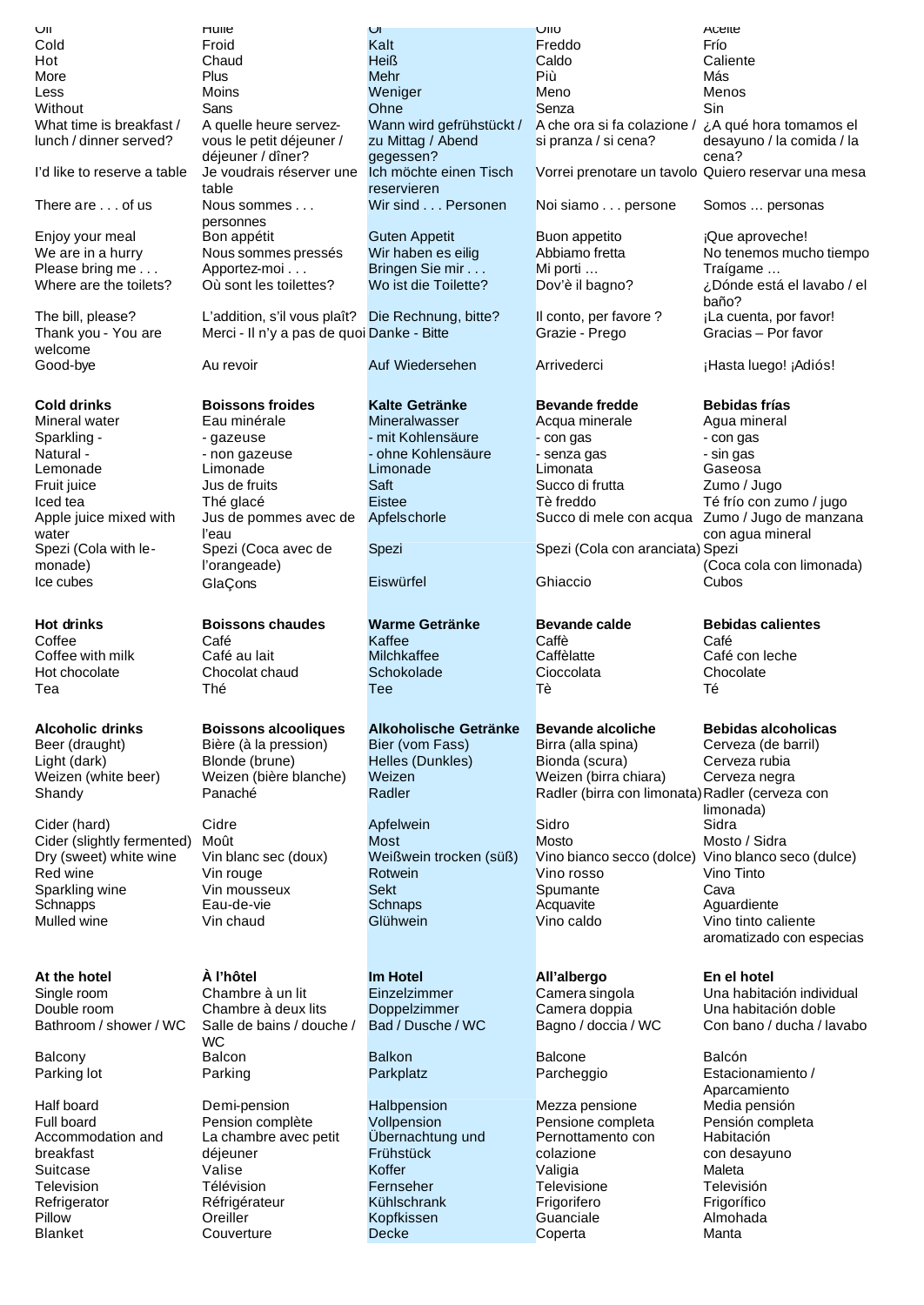| | | | | |
|---|---|---|---|---|
| Oil | Huile | Öl | Olio | Aceite |
| Cold | Froid | Kalt | Freddo | Frío |
| Hot | Chaud | Heiß | Caldo | Caliente |
| More | Plus | Mehr | Più | Más |
| Less | Moins | Weniger | Meno | Menos |
| Without | Sans | Ohne | Senza | Sin |
| What time is breakfast / lunch / dinner served? | A quelle heure servez-vous le petit déjeuner / déjeuner / dîner? | Wann wird gefrühstückt / zu Mittag / Abend gegessen? | A che ora si fa colazione / si pranza / si cena? | ¿A qué hora tomamos el desayuno / la comida / la cena? |
| I'd like to reserve a table | Je voudrais réserver une table | Ich möchte einen Tisch reservieren | Vorrei prenotare un tavolo | Quiero reservar una mesa |
| There are . . . of us | Nous sommes . . . personnes | Wir sind . . . Personen | Noi siamo . . . persone | Somos … personas |
| Enjoy your meal | Bon appétit | Guten Appetit | Buon appetito | ¡Que aproveche! |
| We are in a hurry | Nous sommes pressés | Wir haben es eilig | Abbiamo fretta | No tenemos mucho tiempo |
| Please bring me . . . | Apportez-moi . . . | Bringen Sie mir . . . | Mi porti … | Traígame … |
| Where are the toilets? | Où sont les toilettes? | Wo ist die Toilette? | Dov'è il bagno? | ¿Dónde está el lavabo / el baño? |
| The bill, please? | L'addition, s'il vous plaît? | Die Rechnung, bitte? | Il conto, per favore ? | ¡La cuenta, por favor! |
| Thank you - You are welcome | Merci - Il n'y a pas de quoi | Danke - Bitte | Grazie - Prego | Gracias – Por favor |
| Good-bye | Au revoir | Auf Wiedersehen | Arrivederci | ¡Hasta luego! ¡Adiós! |
| | | | | |
| **Cold drinks** | **Boissons froides** | **Kalte Getränke** | **Bevande fredde** | **Bebidas frías** |
| Mineral water | Eau minérale | Mineralwasser | Acqua minerale | Agua mineral |
| Sparkling - | - gazeuse | - mit Kohlensäure | - con gas | - con gas |
| Natural - | - non gazeuse | - ohne Kohlensäure | - senza gas | - sin gas |
| Lemonade | Limonade | Limonade | Limonata | Gaseosa |
| Fruit juice | Jus de fruits | Saft | Succo di frutta | Zumo / Jugo |
| Iced tea | Thé glacé | Eistee | Tè freddo | Té frío con zumo / jugo |
| Apple juice mixed with water | Jus de pommes avec de l'eau | Apfelschorle | Succo di mele con acqua | Zumo / Jugo de manzana con agua mineral |
| Spezi (Cola with lemonade) | Spezi (Coca avec de l'orangeade) | Spezi | Spezi (Cola con aranciata) | Spezi (Coca cola con limonada) |
| Ice cubes | GlaÇons | Eiswürfel | Ghiaccio | Cubos |
| | | | | |
| **Hot drinks** | **Boissons chaudes** | **Warme Getränke** | **Bevande calde** | **Bebidas calientes** |
| Coffee | Café | Kaffee | Caffè | Café |
| Coffee with milk | Café au lait | Milchkaffee | Caffèlatte | Café con leche |
| Hot chocolate | Chocolat chaud | Schokolade | Cioccolata | Chocolate |
| Tea | Thé | Tee | Tè | Té |
| | | | | |
| **Alcoholic drinks** | **Boissons alcooliques** | **Alkoholische Getränke** | **Bevande alcoliche** | **Bebidas alcoholicas** |
| Beer (draught) | Bière (à la pression) | Bier (vom Fass) | Birra (alla spina) | Cerveza (de barril) |
| Light (dark) | Blonde (brune) | Helles (Dunkles) | Bionda (scura) | Cerveza rubia |
| Weizen (white beer) | Weizen (bière blanche) | Weizen | Weizen (birra chiara) | Cerveza negra |
| Shandy | Panaché | Radler | Radler (birra con limonata) | Radler (cerveza con limonada) |
| Cider (hard) | Cidre | Apfelwein | Sidro | Sidra |
| Cider (slightly fermented) | Moût | Most | Mosto | Mosto / Sidra |
| Dry (sweet) white wine | Vin blanc sec (doux) | Weißwein trocken (süß) | Vino bianco secco (dolce) | Vino blanco seco (dulce) |
| Red wine | Vin rouge | Rotwein | Vino rosso | Vino Tinto |
| Sparkling wine | Vin mousseux | Sekt | Spumante | Cava |
| Schnapps | Eau-de-vie | Schnaps | Acquavite | Aguardiente |
| Mulled wine | Vin chaud | Glühwein | Vino caldo | Vino tinto caliente aromatizado con especias |
| | | | | |
| **At the hotel** | **À l'hôtel** | **Im Hotel** | **All'albergo** | **En el hotel** |
| Single room | Chambre à un lit | Einzelzimmer | Camera singola | Una habitación individual |
| Double room | Chambre à deux lits | Doppelzimmer | Camera doppia | Una habitación doble |
| Bathroom / shower / WC | Salle de bains / douche / WC | Bad / Dusche / WC | Bagno / doccia / WC | Con bano / ducha / lavabo |
| Balcony | Balcon | Balkon | Balcone | Balcón |
| Parking lot | Parking | Parkplatz | Parcheggio | Estacionamiento / Aparcamiento |
| Half board | Demi-pension | Halbpension | Mezza pensione | Media pensión |
| Full board | Pension complète | Vollpension | Pensione completa | Pensión completa |
| Accommodation and breakfast | La chambre avec petit déjeuner | Übernachtung und Frühstück | Pernottamento con colazione | Habitación con desayuno |
| Suitcase | Valise | Koffer | Valigia | Maleta |
| Television | Télévision | Fernseher | Televisione | Televisión |
| Refrigerator | Réfrigérateur | Kühlschrank | Frigorifero | Frigorífico |
| Pillow | Oreiller | Kopfkissen | Guanciale | Almohada |
| Blanket | Couverture | Decke | Coperta | Manta |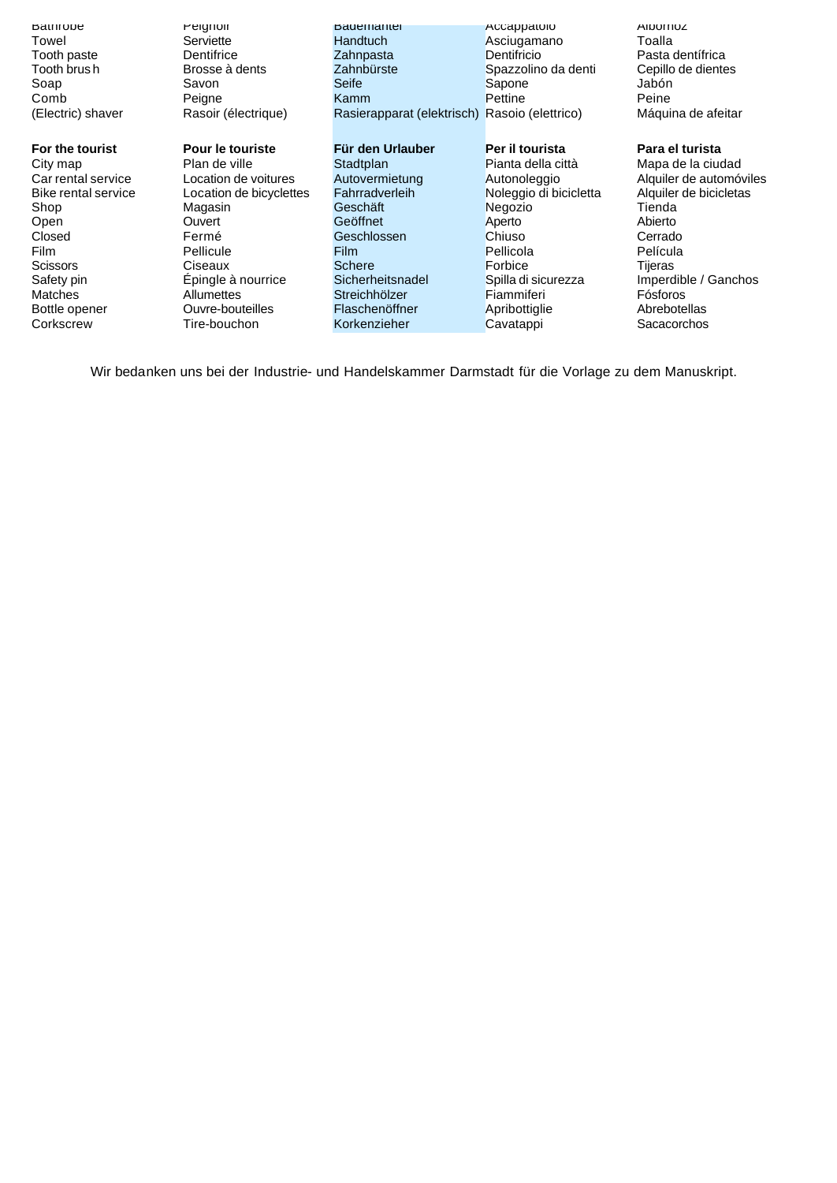| | | | | |
|---|---|---|---|---|
| Bathrobe | Peignoir | Bademantel | Accappatoio | Albornoz |
| Towel | Serviette | Handtuch | Asciugamano | Toalla |
| Tooth paste | Dentifrice | Zahnpasta | Dentifricio | Pasta dentífrica |
| Tooth brush | Brosse à dents | Zahnbürste | Spazzolino da denti | Cepillo de dientes |
| Soap | Savon | Seife | Sapone | Jabón |
| Comb | Peigne | Kamm | Pettine | Peine |
| (Electric) shaver | Rasoir (électrique) | Rasierapparat (elektrisch) | Rasoio (elettrico) | Máquina de afeitar |
| | | | | |
| **For the tourist** | **Pour le touriste** | **Für den Urlauber** | **Per il tourista** | **Para el turista** |
| City map | Plan de ville | Stadtplan | Pianta della città | Mapa de la ciudad |
| Car rental service | Location de voitures | Autovermietung | Autonoleggio | Alquiler de automóviles |
| Bike rental service | Location de bicyclettes | Fahrradverleih | Noleggio di bicicletta | Alquiler de bicicletas |
| Shop | Magasin | Geschäft | Negozio | Tienda |
| Open | Ouvert | Geöffnet | Aperto | Abierto |
| Closed | Fermé | Geschlossen | Chiuso | Cerrado |
| Film | Pellicule | Film | Pellicola | Película |
| Scissors | Ciseaux | Schere | Forbice | Tijeras |
| Safety pin | Épingle à nourrice | Sicherheitsnadel | Spilla di sicurezza | Imperdible / Ganchos |
| Matches | Allumettes | Streichhölzer | Fiammiferi | Fósforos |
| Bottle opener | Ouvre-bouteilles | Flaschenöffner | Apribottiglie | Abrebotellas |
| Corkscrew | Tire-bouchon | Korkenzieher | Cavatappi | Sacacorchos |

Wir bedanken uns bei der Industrie- und Handelskammer Darmstadt für die Vorlage zu dem Manuskript.